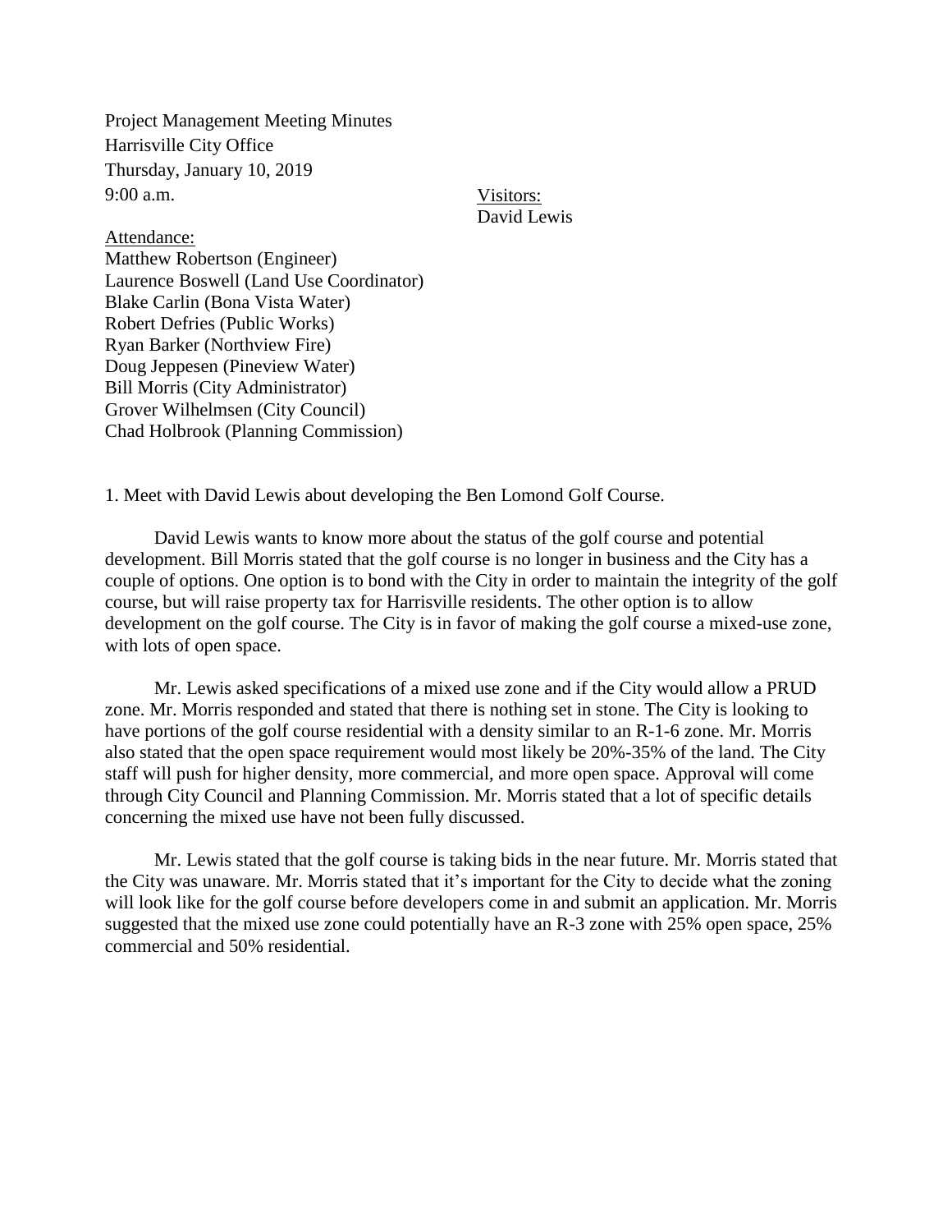Project Management Meeting Minutes
Harrisville City Office
Thursday, January 10, 2019
9:00 a.m.

Visitors:
David Lewis

Attendance:
Matthew Robertson (Engineer)
Laurence Boswell (Land Use Coordinator)
Blake Carlin (Bona Vista Water)
Robert Defries (Public Works)
Ryan Barker (Northview Fire)
Doug Jeppesen (Pineview Water)
Bill Morris (City Administrator)
Grover Wilhelmsen (City Council)
Chad Holbrook (Planning Commission)

1. Meet with David Lewis about developing the Ben Lomond Golf Course.

David Lewis wants to know more about the status of the golf course and potential development. Bill Morris stated that the golf course is no longer in business and the City has a couple of options. One option is to bond with the City in order to maintain the integrity of the golf course, but will raise property tax for Harrisville residents. The other option is to allow development on the golf course. The City is in favor of making the golf course a mixed-use zone, with lots of open space.

Mr. Lewis asked specifications of a mixed use zone and if the City would allow a PRUD zone. Mr. Morris responded and stated that there is nothing set in stone. The City is looking to have portions of the golf course residential with a density similar to an R-1-6 zone. Mr. Morris also stated that the open space requirement would most likely be 20%-35% of the land. The City staff will push for higher density, more commercial, and more open space. Approval will come through City Council and Planning Commission. Mr. Morris stated that a lot of specific details concerning the mixed use have not been fully discussed.

Mr. Lewis stated that the golf course is taking bids in the near future. Mr. Morris stated that the City was unaware. Mr. Morris stated that it's important for the City to decide what the zoning will look like for the golf course before developers come in and submit an application. Mr. Morris suggested that the mixed use zone could potentially have an R-3 zone with 25% open space, 25% commercial and 50% residential.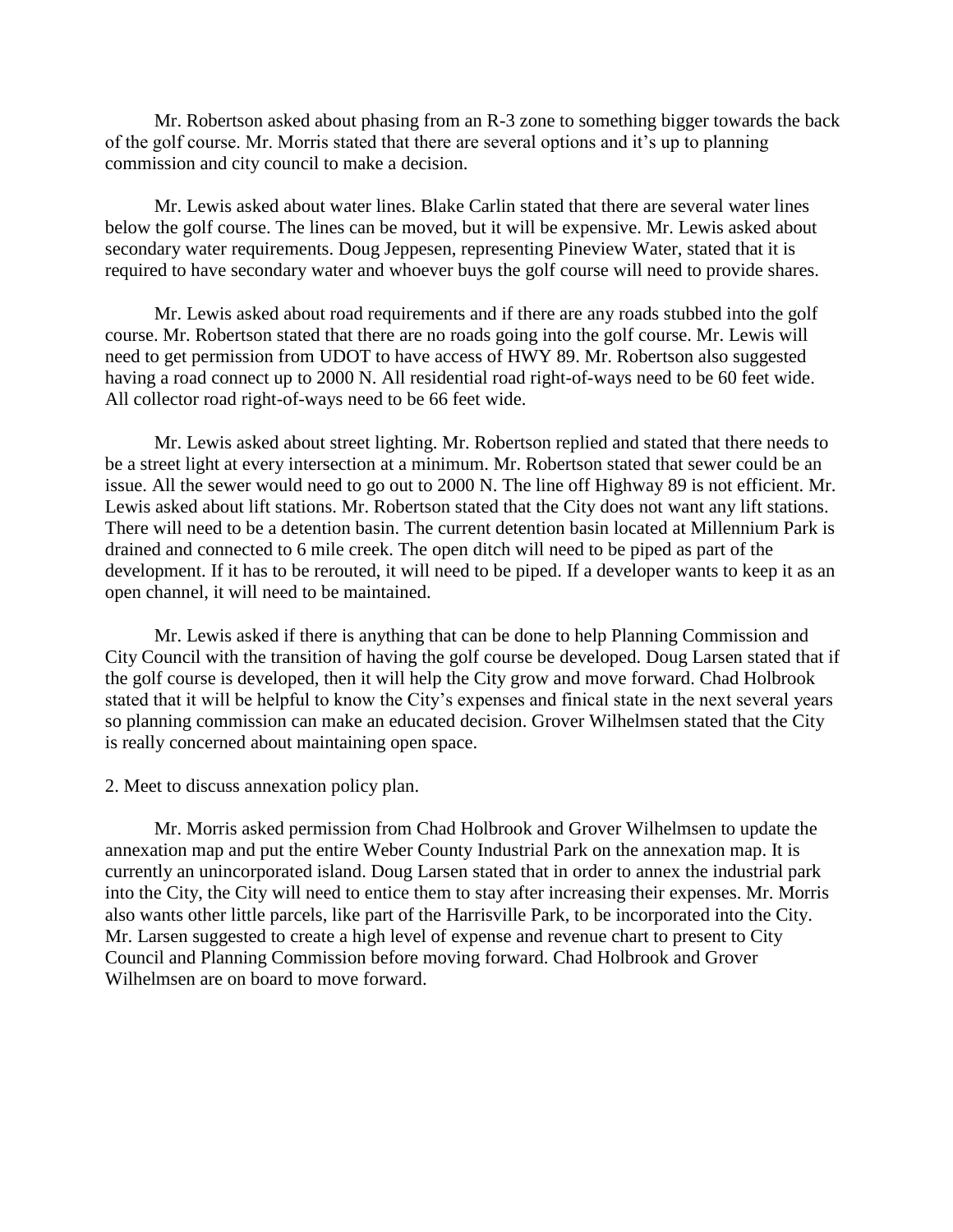Mr. Robertson asked about phasing from an R-3 zone to something bigger towards the back of the golf course. Mr. Morris stated that there are several options and it's up to planning commission and city council to make a decision.

Mr. Lewis asked about water lines. Blake Carlin stated that there are several water lines below the golf course. The lines can be moved, but it will be expensive. Mr. Lewis asked about secondary water requirements. Doug Jeppesen, representing Pineview Water, stated that it is required to have secondary water and whoever buys the golf course will need to provide shares.

Mr. Lewis asked about road requirements and if there are any roads stubbed into the golf course. Mr. Robertson stated that there are no roads going into the golf course. Mr. Lewis will need to get permission from UDOT to have access of HWY 89. Mr. Robertson also suggested having a road connect up to 2000 N. All residential road right-of-ways need to be 60 feet wide. All collector road right-of-ways need to be 66 feet wide.

Mr. Lewis asked about street lighting. Mr. Robertson replied and stated that there needs to be a street light at every intersection at a minimum. Mr. Robertson stated that sewer could be an issue. All the sewer would need to go out to 2000 N. The line off Highway 89 is not efficient. Mr. Lewis asked about lift stations. Mr. Robertson stated that the City does not want any lift stations. There will need to be a detention basin. The current detention basin located at Millennium Park is drained and connected to 6 mile creek. The open ditch will need to be piped as part of the development. If it has to be rerouted, it will need to be piped. If a developer wants to keep it as an open channel, it will need to be maintained.

Mr. Lewis asked if there is anything that can be done to help Planning Commission and City Council with the transition of having the golf course be developed. Doug Larsen stated that if the golf course is developed, then it will help the City grow and move forward. Chad Holbrook stated that it will be helpful to know the City's expenses and finical state in the next several years so planning commission can make an educated decision. Grover Wilhelmsen stated that the City is really concerned about maintaining open space.

2. Meet to discuss annexation policy plan.

Mr. Morris asked permission from Chad Holbrook and Grover Wilhelmsen to update the annexation map and put the entire Weber County Industrial Park on the annexation map. It is currently an unincorporated island. Doug Larsen stated that in order to annex the industrial park into the City, the City will need to entice them to stay after increasing their expenses. Mr. Morris also wants other little parcels, like part of the Harrisville Park, to be incorporated into the City. Mr. Larsen suggested to create a high level of expense and revenue chart to present to City Council and Planning Commission before moving forward. Chad Holbrook and Grover Wilhelmsen are on board to move forward.